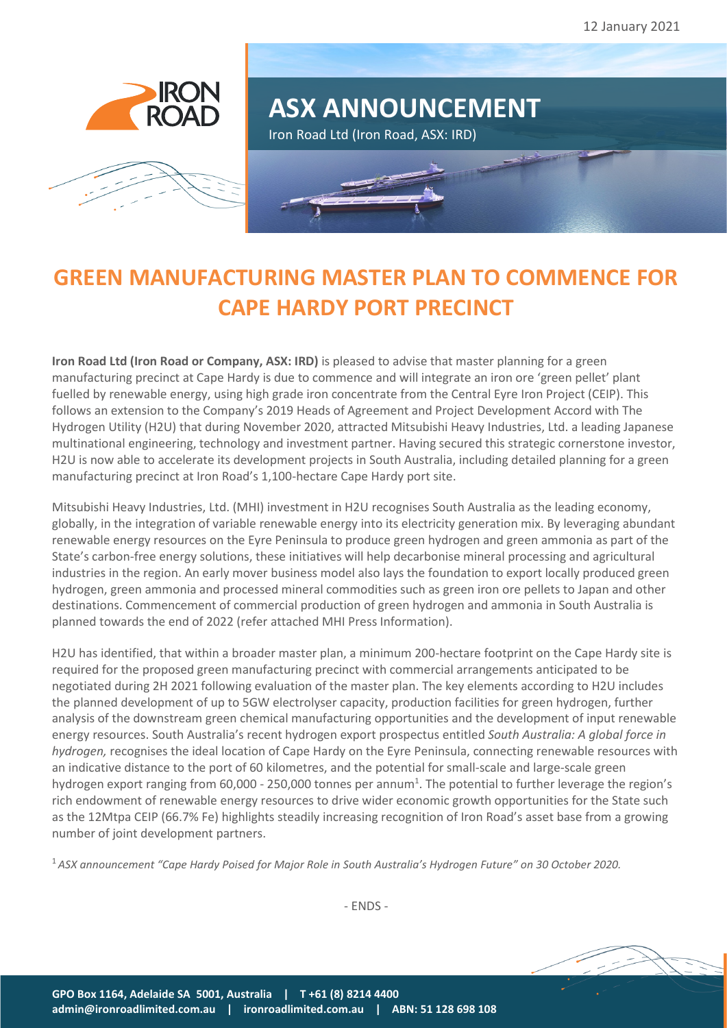12 January 2021

# ASX ANNOUNCEMENT

Iron Road Ltd (Iron Road, ASX: IRD)

# GREEN MANUFACTURING MASTER PLAN TO COMMENCE FOR CAPE HARDY PORT PRECINCT

**Iron Road Ltd (Iron Road or Company, ASX: IRD)** is pleased to advise that master planning for a green manufacturing precinct at Cape Hardy is due to commence and will integrate an iron ore 'green pellet' plant fuelled by renewable energy, using high grade iron concentrate from the Central Eyre Iron Project (CEIP). This follows an extension to the Company's 2019 Heads of Agreement and Project Development Accord with The Hydrogen Utility (H2U) that during November 2020, attracted Mitsubishi Heavy Industries, Ltd. a leading Japanese multinational engineering, technology and investment partner. Having secured this strategic cornerstone investor, H2U is now able to accelerate its development projects in South Australia, including detailed planning for a green manufacturing precinct at Iron Road's 1,100-hectare Cape Hardy port site.

Mitsubishi Heavy Industries, Ltd. (MHI) investment in H2U recognises South Australia as the leading economy, globally, in the integration of variable renewable energy into its electricity generation mix. By leveraging abundant renewable energy resources on the Eyre Peninsula to produce green hydrogen and green ammonia as part of the State's carbon-free energy solutions, these initiatives will help decarbonise mineral processing and agricultural industries in the region. An early mover business model also lays the foundation to export locally produced green hydrogen, green ammonia and processed mineral commodities such as green iron ore pellets to Japan and other destinations. Commencement of commercial production of green hydrogen and ammonia in South Australia is planned towards the end of 2022 (refer attached MHI Press Information).

H2U has identified, that within a broader master plan, a minimum 200-hectare footprint on the Cape Hardy site is required for the proposed green manufacturing precinct with commercial arrangements anticipated to be negotiated during 2H 2021 following evaluation of the master plan. The key elements according to H2U includes the planned development of up to 5GW electrolyser capacity, production facilities for green hydrogen, further analysis of the downstream green chemical manufacturing opportunities and the development of input renewable energy resources. South Australia's recent hydrogen export prospectus entitled *South Australia: A global force in hydrogen,* recognises the ideal location of Cape Hardy on the Eyre Peninsula, connecting renewable resources with an indicative distance to the port of 60 kilometres, and the potential for small-scale and large-scale green hydrogen export ranging from 60,000 - 250,000 tonnes per annum[1]. The potential to further leverage the region's rich endowment of renewable energy resources to drive wider economic growth opportunities for the State such as the 12Mtpa CEIP (66.7% Fe) highlights steadily increasing recognition of Iron Road's asset base from a growing number of joint development partners.

[1] *ASX announcement "Cape Hardy Poised for Major Role in South Australia's Hydrogen Future" on 30 October 2020.*

\- ENDS -

GPO Box 1164, Adelaide SA 5001, Australia | T +61 (8) 8214 4400
admin@ironroadlimited.com.au | ironroadlimited.com.au | ABN: 51 128 698 108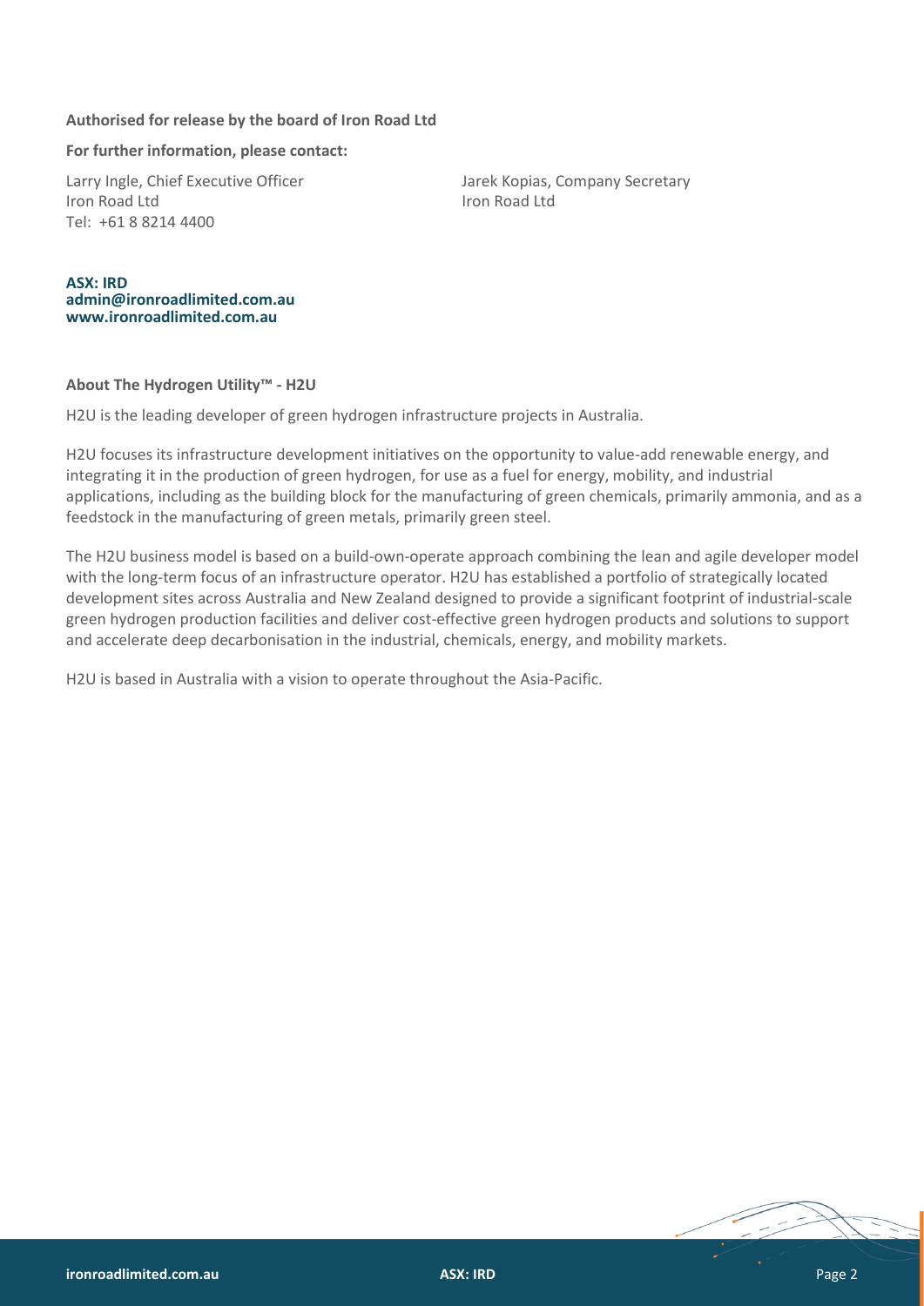**Authorised for release by the board of Iron Road Ltd**

**For further information, please contact:**

Larry Ingle, Chief Executive Officer
Iron Road Ltd
Tel: +61 8 8214 4400

Jarek Kopias, Company Secretary
Iron Road Ltd

**ASX: IRD**
**admin@ironroadlimited.com.au**
**www.ironroadlimited.com.au**

**About The Hydrogen Utility™ - H2U**

H2U is the leading developer of green hydrogen infrastructure projects in Australia.

H2U focuses its infrastructure development initiatives on the opportunity to value-add renewable energy, and integrating it in the production of green hydrogen, for use as a fuel for energy, mobility, and industrial applications, including as the building block for the manufacturing of green chemicals, primarily ammonia, and as a feedstock in the manufacturing of green metals, primarily green steel.

The H2U business model is based on a build-own-operate approach combining the lean and agile developer model with the long-term focus of an infrastructure operator. H2U has established a portfolio of strategically located development sites across Australia and New Zealand designed to provide a significant footprint of industrial-scale green hydrogen production facilities and deliver cost-effective green hydrogen products and solutions to support and accelerate deep decarbonisation in the industrial, chemicals, energy, and mobility markets.

H2U is based in Australia with a vision to operate throughout the Asia-Pacific.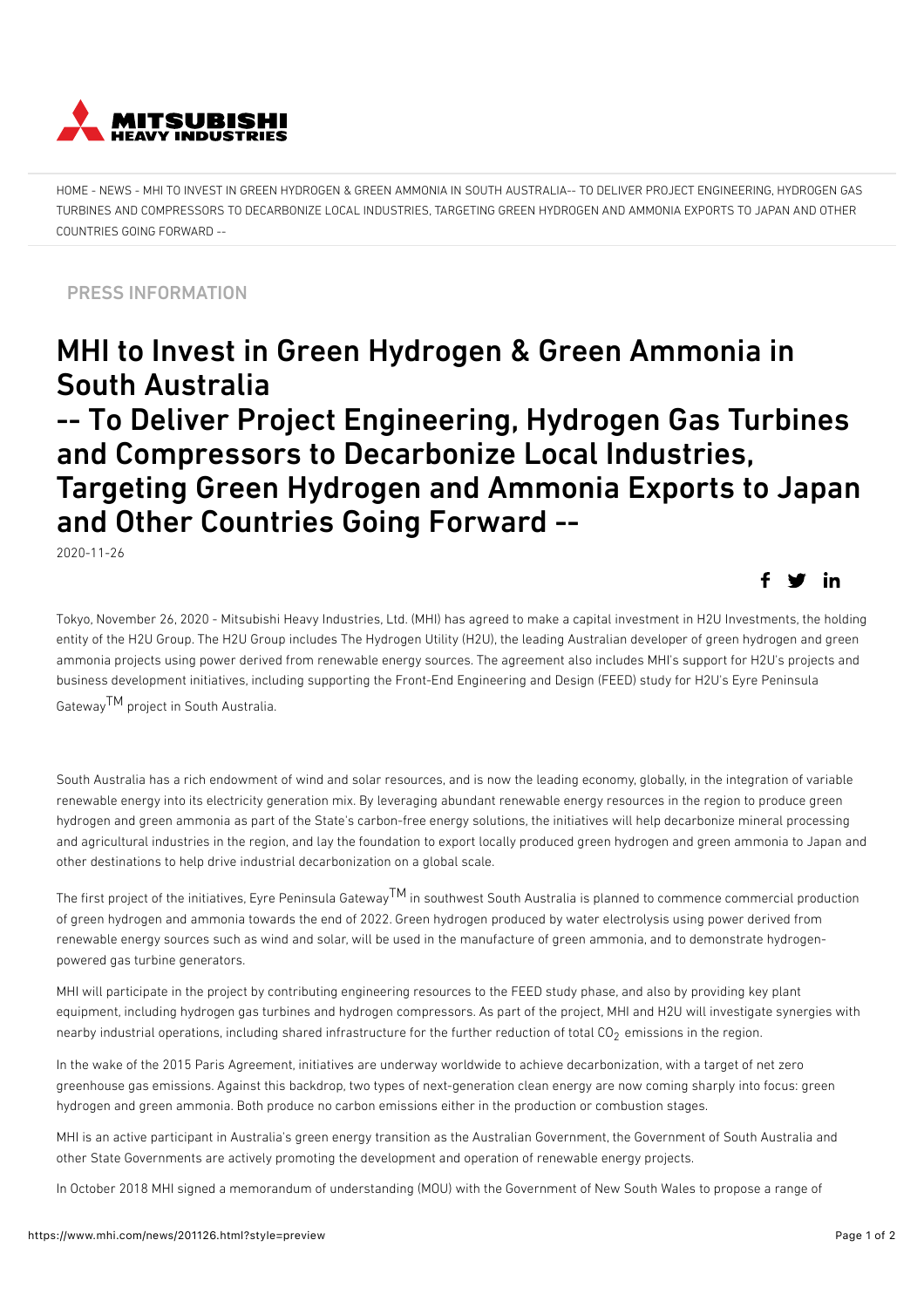HOME - NEWS - MHI TO INVEST IN GREEN HYDROGEN & GREEN AMMONIA IN SOUTH AUSTRALIA-- TO DELIVER PROJECT ENGINEERING, HYDROGEN GAS TURBINES AND COMPRESSORS TO DECARBONIZE LOCAL INDUSTRIES, TARGETING GREEN HYDROGEN AND AMMONIA EXPORTS TO JAPAN AND OTHER COUNTRIES GOING FORWARD --

PRESS INFORMATION

# MHI to Invest in Green Hydrogen & Green Ammonia in South Australia
# -- To Deliver Project Engineering, Hydrogen Gas Turbines and Compressors to Decarbonize Local Industries, Targeting Green Hydrogen and Ammonia Exports to Japan and Other Countries Going Forward --

2020-11-26

Tokyo, November 26, 2020 - Mitsubishi Heavy Industries, Ltd. (MHI) has agreed to make a capital investment in H2U Investments, the holding entity of the H2U Group. The H2U Group includes The Hydrogen Utility (H2U), the leading Australian developer of green hydrogen and green ammonia projects using power derived from renewable energy sources. The agreement also includes MHI's support for H2U's projects and business development initiatives, including supporting the Front-End Engineering and Design (FEED) study for H2U's Eyre Peninsula Gateway™ project in South Australia.

South Australia has a rich endowment of wind and solar resources, and is now the leading economy, globally, in the integration of variable renewable energy into its electricity generation mix. By leveraging abundant renewable energy resources in the region to produce green hydrogen and green ammonia as part of the State's carbon-free energy solutions, the initiatives will help decarbonize mineral processing and agricultural industries in the region, and lay the foundation to export locally produced green hydrogen and green ammonia to Japan and other destinations to help drive industrial decarbonization on a global scale.

The first project of the initiatives, Eyre Peninsula Gateway™ in southwest South Australia is planned to commence commercial production of green hydrogen and ammonia towards the end of 2022. Green hydrogen produced by water electrolysis using power derived from renewable energy sources such as wind and solar, will be used in the manufacture of green ammonia, and to demonstrate hydrogen-powered gas turbine generators.

MHI will participate in the project by contributing engineering resources to the FEED study phase, and also by providing key plant equipment, including hydrogen gas turbines and hydrogen compressors. As part of the project, MHI and H2U will investigate synergies with nearby industrial operations, including shared infrastructure for the further reduction of total $CO_2$ emissions in the region.

In the wake of the 2015 Paris Agreement, initiatives are underway worldwide to achieve decarbonization, with a target of net zero greenhouse gas emissions. Against this backdrop, two types of next-generation clean energy are now coming sharply into focus: green hydrogen and green ammonia. Both produce no carbon emissions either in the production or combustion stages.

MHI is an active participant in Australia's green energy transition as the Australian Government, the Government of South Australia and other State Governments are actively promoting the development and operation of renewable energy projects.

In October 2018 MHI signed a memorandum of understanding (MOU) with the Government of New South Wales to propose a range of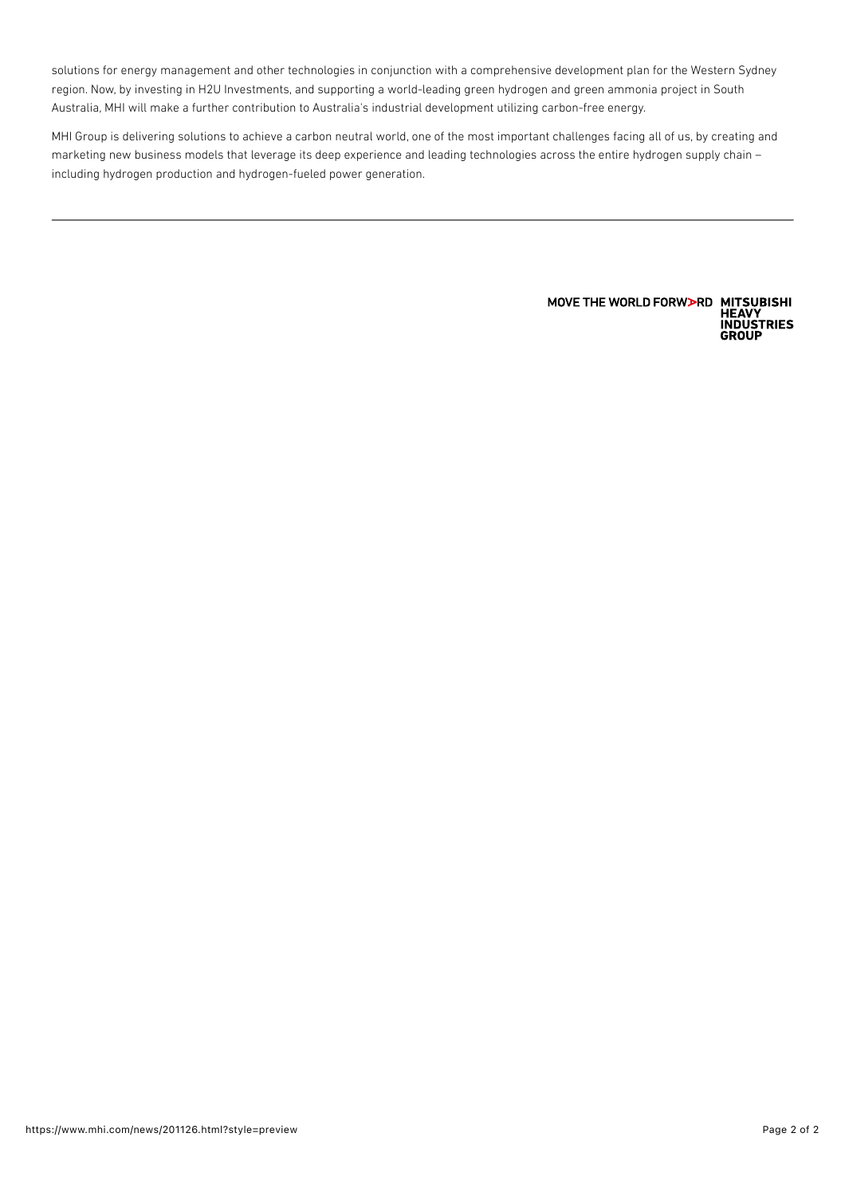solutions for energy management and other technologies in conjunction with a comprehensive development plan for the Western Sydney region. Now, by investing in H2U Investments, and supporting a world-leading green hydrogen and green ammonia project in South Australia, MHI will make a further contribution to Australia's industrial development utilizing carbon-free energy.

MHI Group is delivering solutions to achieve a carbon neutral world, one of the most important challenges facing all of us, by creating and marketing new business models that leverage its deep experience and leading technologies across the entire hydrogen supply chain – including hydrogen production and hydrogen-fueled power generation.

---

MOVE THE WORLD FORWARD MITSUBISHI HEAVY INDUSTRIES GROUP